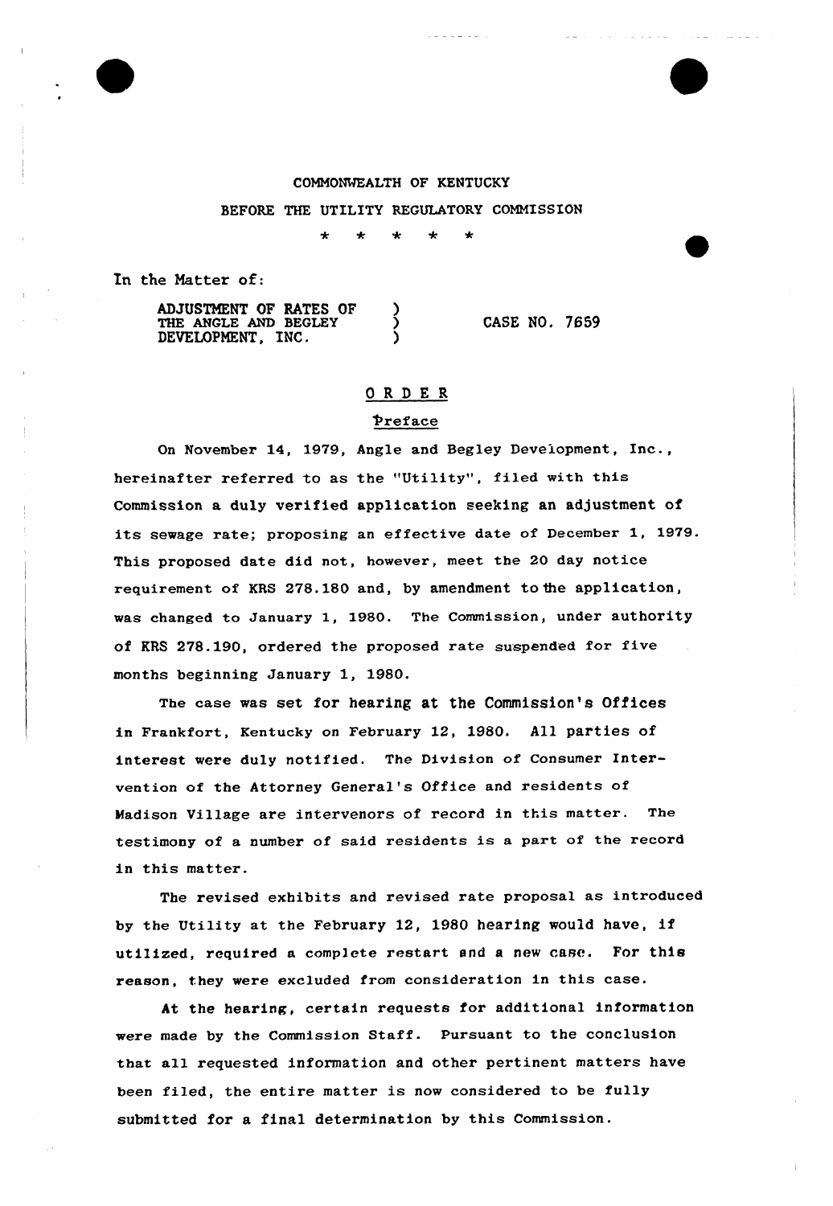COMMONWEALTH OF KENTUCKY

BEFORE THE UTILITY REGULATORY COMMISSION

\* \* \* \* \*

In the Matter of:

| | | |
|---|---|---|
| ADJUSTMENT OF RATES OF THE ANGLE AND BEGLEY DEVELOPMENT, INC. | ) ) ) | CASE NO. 7659 |

## O R D E R

### Preface

On November 14, 1979, Angle and Begley Development, Inc., hereinafter referred to as the "Utility", filed with this Commission a duly verified application seeking an adjustment of its sewage rate; proposing an effective date of December 1, 1979. This proposed date did not, however, meet the 20 day notice requirement of KRS 278.180 and, by amendment to the application, was changed to January 1, 1980. The Commission, under authority of KRS 278.190, ordered the proposed rate suspended for five months beginning January 1, 1980.

The case was set for hearing at the Commission's Offices in Frankfort, Kentucky on February 12, 1980. All parties of interest were duly notified. The Division of Consumer Intervention of the Attorney General's Office and residents of Madison Village are intervenors of record in this matter. The testimony of a number of said residents is a part of the record in this matter.

The revised exhibits and revised rate proposal as introduced by the Utility at the February 12, 1980 hearing would have, if utilized, required a complete restart and a new case. For this reason, they were excluded from consideration in this case.

At the hearing, certain requests for additional information were made by the Commission Staff. Pursuant to the conclusion that all requested information and other pertinent matters have been filed, the entire matter is now considered to be fully submitted for a final determination by this Commission.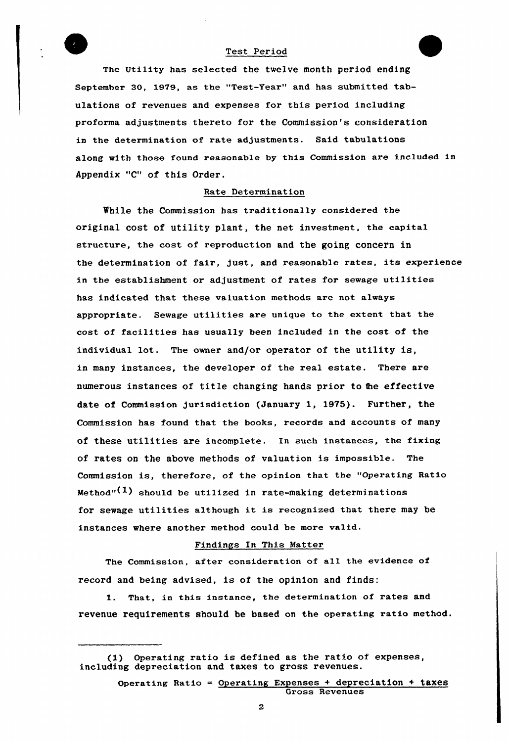## Test Period

The Utility has selected the twelve month period ending September 30, 1979, as the "Test-Year" and has submitted tabulations of revenues and expenses for this period including proforma adjustments thereto for the Commission's consideration in the determination of rate adjustments. Said tabulations along with those found reasonable by this Commission are included in Appendix "C" of this Order.

## Rate Determination

While the Commission has traditionally considered the original cost of utility plant, the net investment, the capital structure, the cost of reproduction and the going concern in the determination of fair, just, and reasonable rates, its experience in the establishment or adjustment of rates for sewage utilities has indicated that these valuation methods are not always appropriate. Sewage utilities are unique to the extent that the cost of facilities has usually been included in the cost of the individual lot. The owner and/or operator of the utility is, in many instances, the developer of the real estate. There are numerous instances of title changing hands prior to the effective date of Commission jurisdiction (January 1, 1975). Further, the Commission has found that the books, records and accounts of many of these utilities are incomplete. In such instances, the fixing of rates on the above methods of valuation is impossible. The Commission is, therefore, of the opinion that the "Operating Ratio Method"[1] should be utilized in rate-making determinations for sewage utilities although it is recognized that there may be instances where another method could be more valid.

## Findings In This Matter

The Commission, after consideration of all the evidence of record and being advised, is of the opinion and finds:

1. That, in this instance, the determination of rates and revenue requirements should be based on the operating ratio method.

---

(1) Operating ratio is defined as the ratio of expenses, including depreciation and taxes to gross revenues.

$$\text{Operating Ratio} = \frac{\text{Operating Expenses + depreciation + taxes}}{\text{Gross Revenues}}$$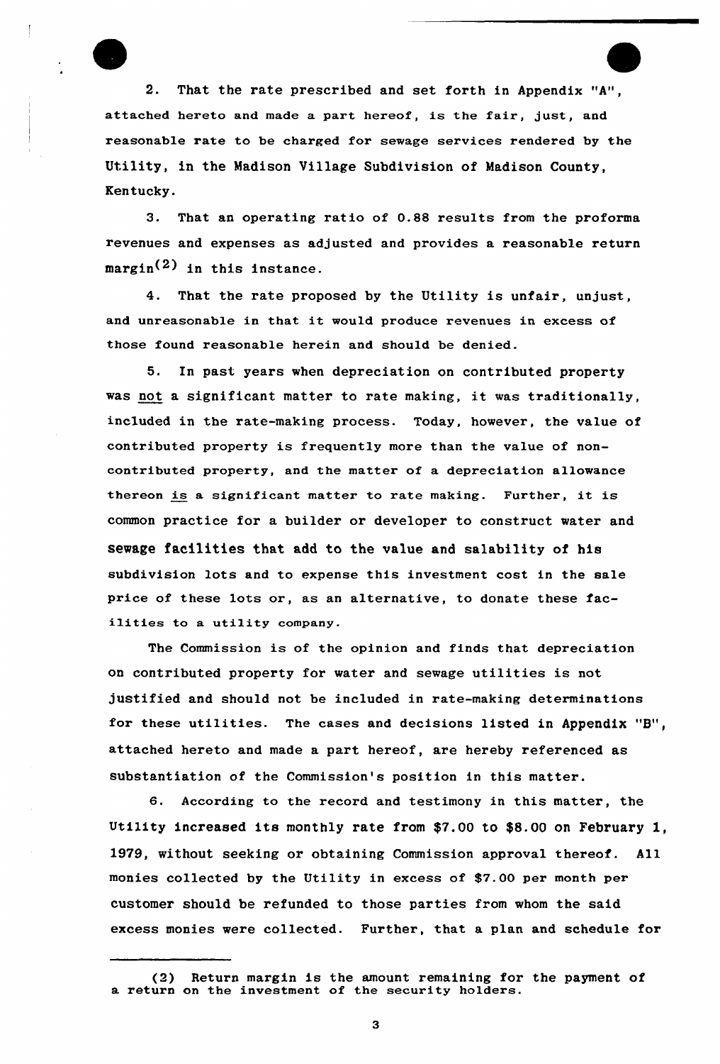2. That the rate prescribed and set forth in Appendix "A", attached hereto and made a part hereof, is the fair, just, and reasonable rate to be charged for sewage services rendered by the Utility, in the Madison Village Subdivision of Madison County, Kentucky.

3. That an operating ratio of 0.88 results from the proforma revenues and expenses as adjusted and provides a reasonable return margin(2) in this instance.

4. That the rate proposed by the Utility is unfair, unjust, and unreasonable in that it would produce revenues in excess of those found reasonable herein and should be denied.

5. In past years when depreciation on contributed property was not a significant matter to rate making, it was traditionally, included in the rate-making process. Today, however, the value of contributed property is frequently more than the value of non-contributed property, and the matter of a depreciation allowance thereon is a significant matter to rate making. Further, it is common practice for a builder or developer to construct water and sewage facilities that add to the value and salability of his subdivision lots and to expense this investment cost in the sale price of these lots or, as an alternative, to donate these facilities to a utility company.

The Commission is of the opinion and finds that depreciation on contributed property for water and sewage utilities is not justified and should not be included in rate-making determinations for these utilities. The cases and decisions listed in Appendix "B", attached hereto and made a part hereof, are hereby referenced as substantiation of the Commission's position in this matter.

6. According to the record and testimony in this matter, the Utility increased its monthly rate from $7.00 to $8.00 on February 1, 1979, without seeking or obtaining Commission approval thereof. All monies collected by the Utility in excess of $7.00 per month per customer should be refunded to those parties from whom the said excess monies were collected. Further, that a plan and schedule for

---

(2) Return margin is the amount remaining for the payment of a return on the investment of the security holders.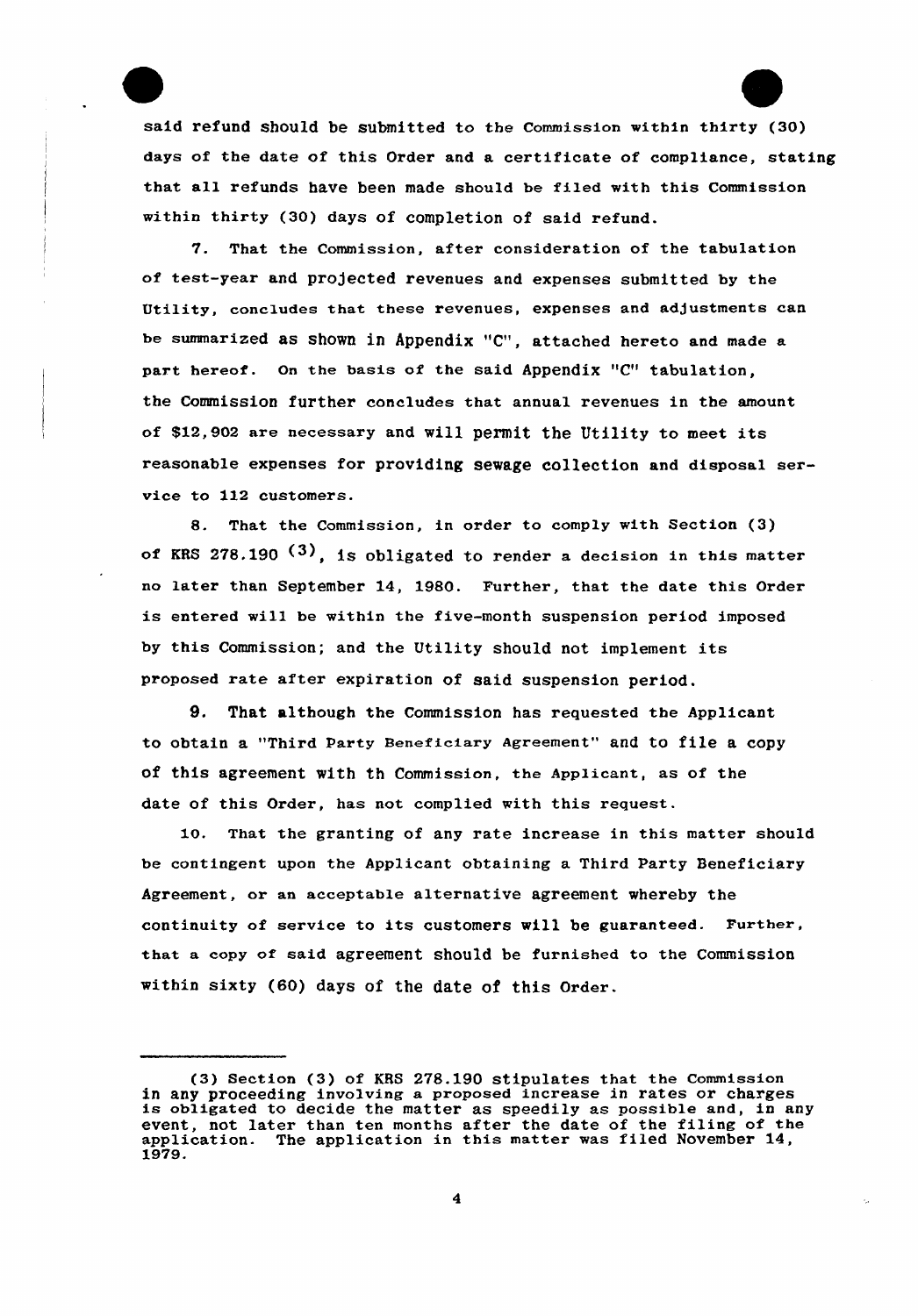said refund should be submitted to the Commission within thirty (30) days of the date of this Order and a certificate of compliance, stating that all refunds have been made should be filed with this Commission within thirty (30) days of completion of said refund.

7. That the Commission, after consideration of the tabulation of test-year and projected revenues and expenses submitted by the Utility, concludes that these revenues, expenses and adjustments can be summarized as shown in Appendix "C", attached hereto and made a part hereof. On the basis of the said Appendix "C" tabulation, the Commission further concludes that annual revenues in the amount of $12,902 are necessary and will permit the Utility to meet its reasonable expenses for providing sewage collection and disposal service to 112 customers.

8. That the Commission, in order to comply with Section (3) of KRS 278.190 [(3)], is obligated to render a decision in this matter no later than September 14, 1980. Further, that the date this Order is entered will be within the five-month suspension period imposed by this Commission; and the Utility should not implement its proposed rate after expiration of said suspension period.

9. That although the Commission has requested the Applicant to obtain a "Third Party Beneficiary Agreement" and to file a copy of this agreement with th Commission, the Applicant, as of the date of this Order, has not complied with this request.

10. That the granting of any rate increase in this matter should be contingent upon the Applicant obtaining a Third Party Beneficiary Agreement, or an acceptable alternative agreement whereby the continuity of service to its customers will be guaranteed. Further, that a copy of said agreement should be furnished to the Commission within sixty (60) days of the date of this Order.

---

(3) Section (3) of KRS 278.190 stipulates that the Commission in any proceeding involving a proposed increase in rates or charges is obligated to decide the matter as speedily as possible and, in any event, not later than ten months after the date of the filing of the application. The application in this matter was filed November 14, 1979.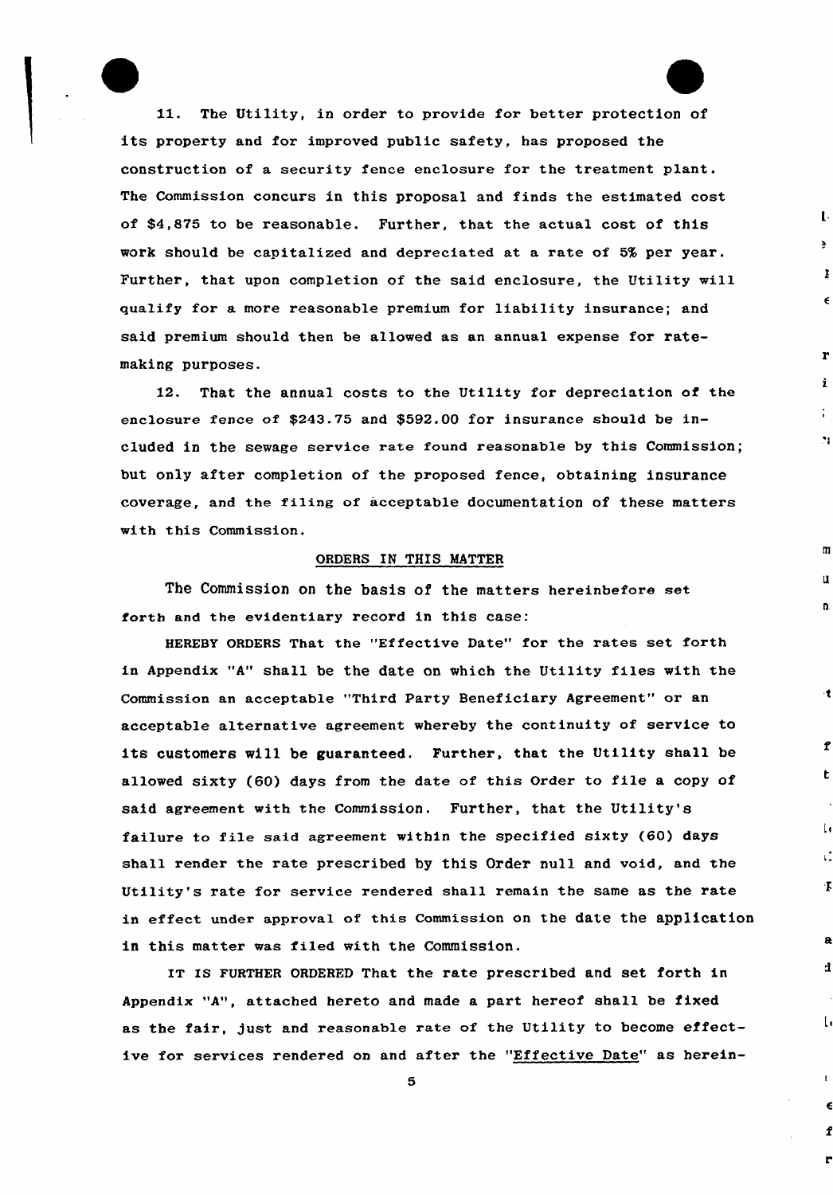11. The Utility, in order to provide for better protection of its property and for improved public safety, has proposed the construction of a security fence enclosure for the treatment plant. The Commission concurs in this proposal and finds the estimated cost of $4,875 to be reasonable. Further, that the actual cost of this work should be capitalized and depreciated at a rate of 5% per year. Further, that upon completion of the said enclosure, the Utility will qualify for a more reasonable premium for liability insurance; and said premium should then be allowed as an annual expense for rate-making purposes.

12. That the annual costs to the Utility for depreciation of the enclosure fence of $243.75 and $592.00 for insurance should be included in the sewage service rate found reasonable by this Commission; but only after completion of the proposed fence, obtaining insurance coverage, and the filing of acceptable documentation of these matters with this Commission.

## ORDERS IN THIS MATTER

The Commission on the basis of the matters hereinbefore set forth and the evidentiary record in this case:

HEREBY ORDERS That the "Effective Date" for the rates set forth in Appendix "A" shall be the date on which the Utility files with the Commission an acceptable "Third Party Beneficiary Agreement" or an acceptable alternative agreement whereby the continuity of service to its customers will be guaranteed. Further, that the Utility shall be allowed sixty (60) days from the date of this Order to file a copy of said agreement with the Commission. Further, that the Utility's failure to file said agreement within the specified sixty (60) days shall render the rate prescribed by this Order null and void, and the Utility's rate for service rendered shall remain the same as the rate in effect under approval of this Commission on the date the application in this matter was filed with the Commission.

IT IS FURTHER ORDERED That the rate prescribed and set forth in Appendix "A", attached hereto and made a part hereof shall be fixed as the fair, just and reasonable rate of the Utility to become effective for services rendered on and after the "Effective Date" as herein-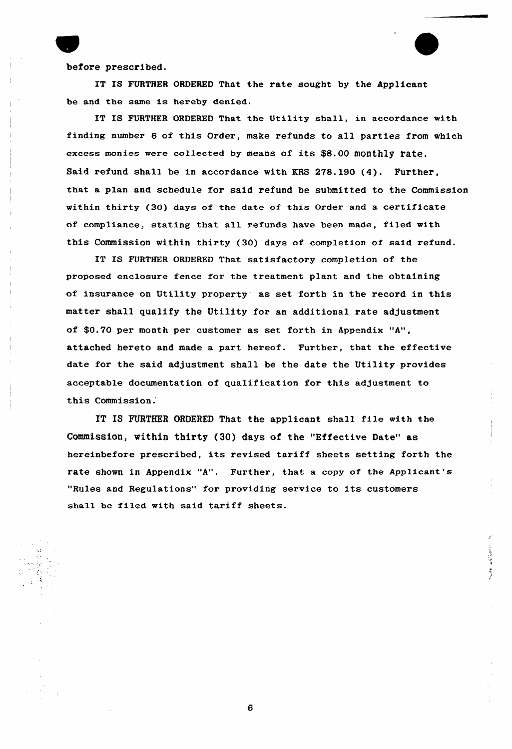before prescribed.

IT IS FURTHER ORDERED That the rate sought by the Applicant be and the same is hereby denied.

IT IS FURTHER ORDERED That the Utility shall, in accordance with finding number 6 of this Order, make refunds to all parties from which excess monies were collected by means of its $8.00 monthly rate. Said refund shall be in accordance with KRS 278.190 (4). Further, that a plan and schedule for said refund be submitted to the Commission within thirty (30) days of the date of this Order and a certificate of compliance, stating that all refunds have been made, filed with this Commission within thirty (30) days of completion of said refund.

IT IS FURTHER ORDERED That satisfactory completion of the proposed enclosure fence for the treatment plant and the obtaining of insurance on Utility property as set forth in the record in this matter shall qualify the Utility for an additional rate adjustment of $0.70 per month per customer as set forth in Appendix "A", attached hereto and made a part hereof. Further, that the effective date for the said adjustment shall be the date the Utility provides acceptable documentation of qualification for this adjustment to this Commission.

IT IS FURTHER ORDERED That the applicant shall file with the Commission, within thirty (30) days of the "Effective Date" as hereinbefore prescribed, its revised tariff sheets setting forth the rate shown in Appendix "A". Further, that a copy of the Applicant's "Rules and Regulations" for providing service to its customers shall be filed with said tariff sheets.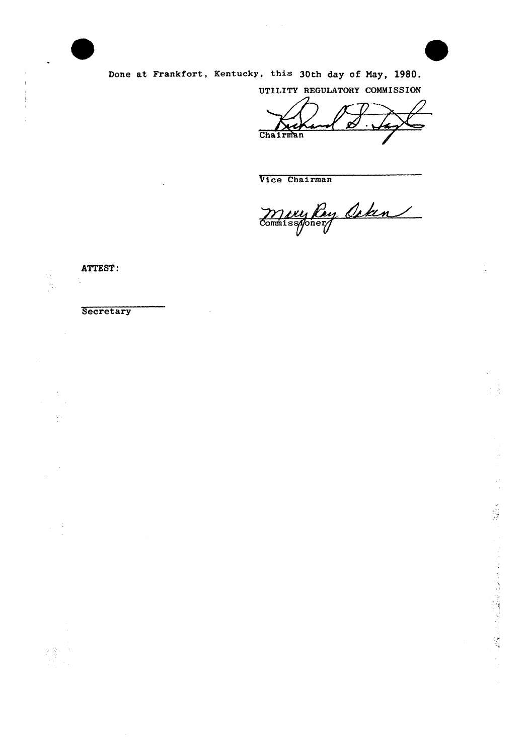Done at Frankfort, Kentucky, this 30th day of May, 1980.

UTILITY REGULATORY COMMISSION

Chairman

Vice Chairman

Commissioner

ATTEST:

Secretary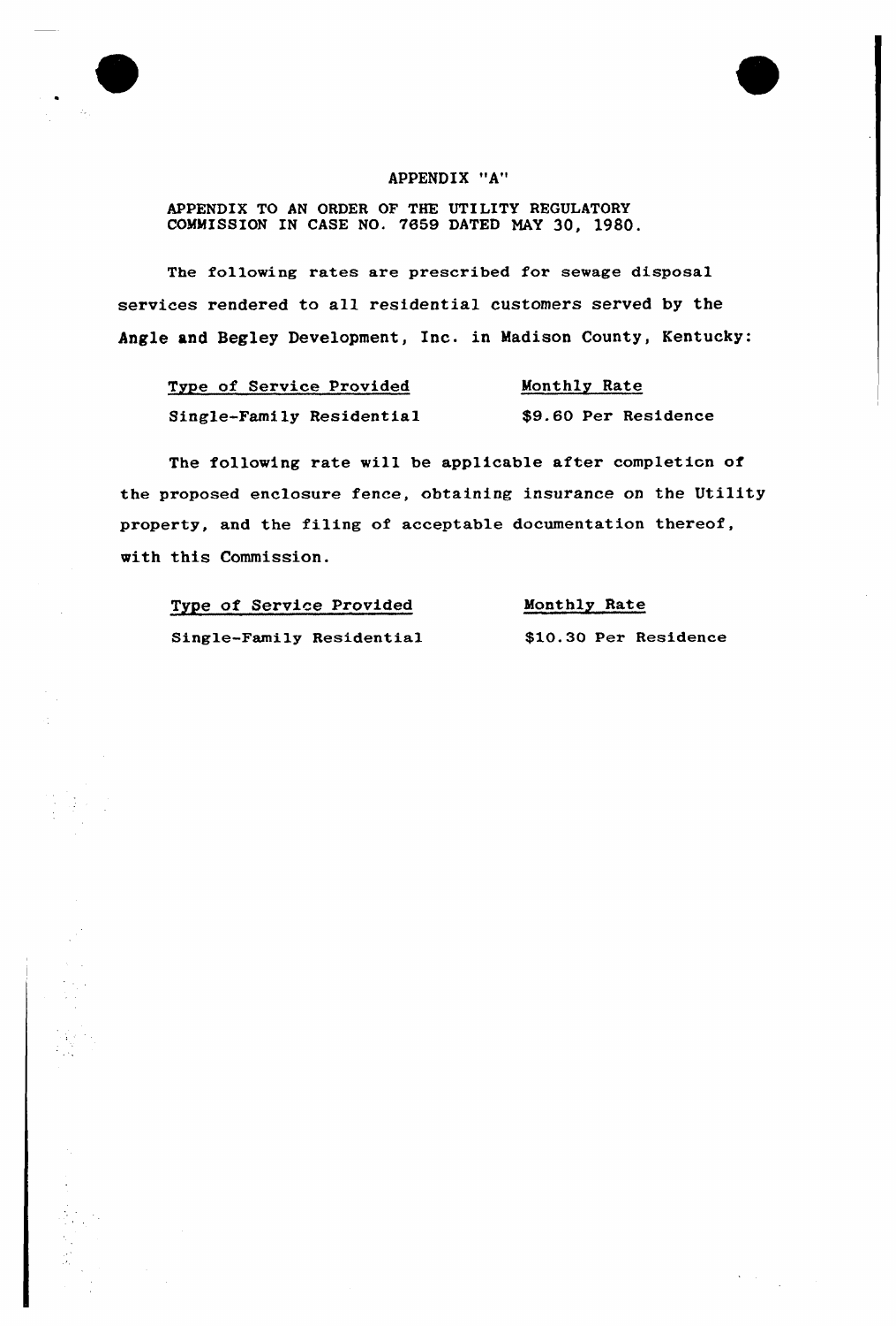APPENDIX "A"

APPENDIX TO AN ORDER OF THE UTILITY REGULATORY COMMISSION IN CASE NO. 7659 DATED MAY 30, 1980.

The following rates are prescribed for sewage disposal services rendered to all residential customers served by the Angle and Begley Development, Inc. in Madison County, Kentucky:

| Type of Service Provided | Monthly Rate |
| --- | --- |
| Single-Family Residential | $9.60 Per Residence |

The following rate will be applicable after completion of the proposed enclosure fence, obtaining insurance on the Utility property, and the filing of acceptable documentation thereof, with this Commission.

| Type of Service Provided | Monthly Rate |
| --- | --- |
| Single-Family Residential | $10.30 Per Residence |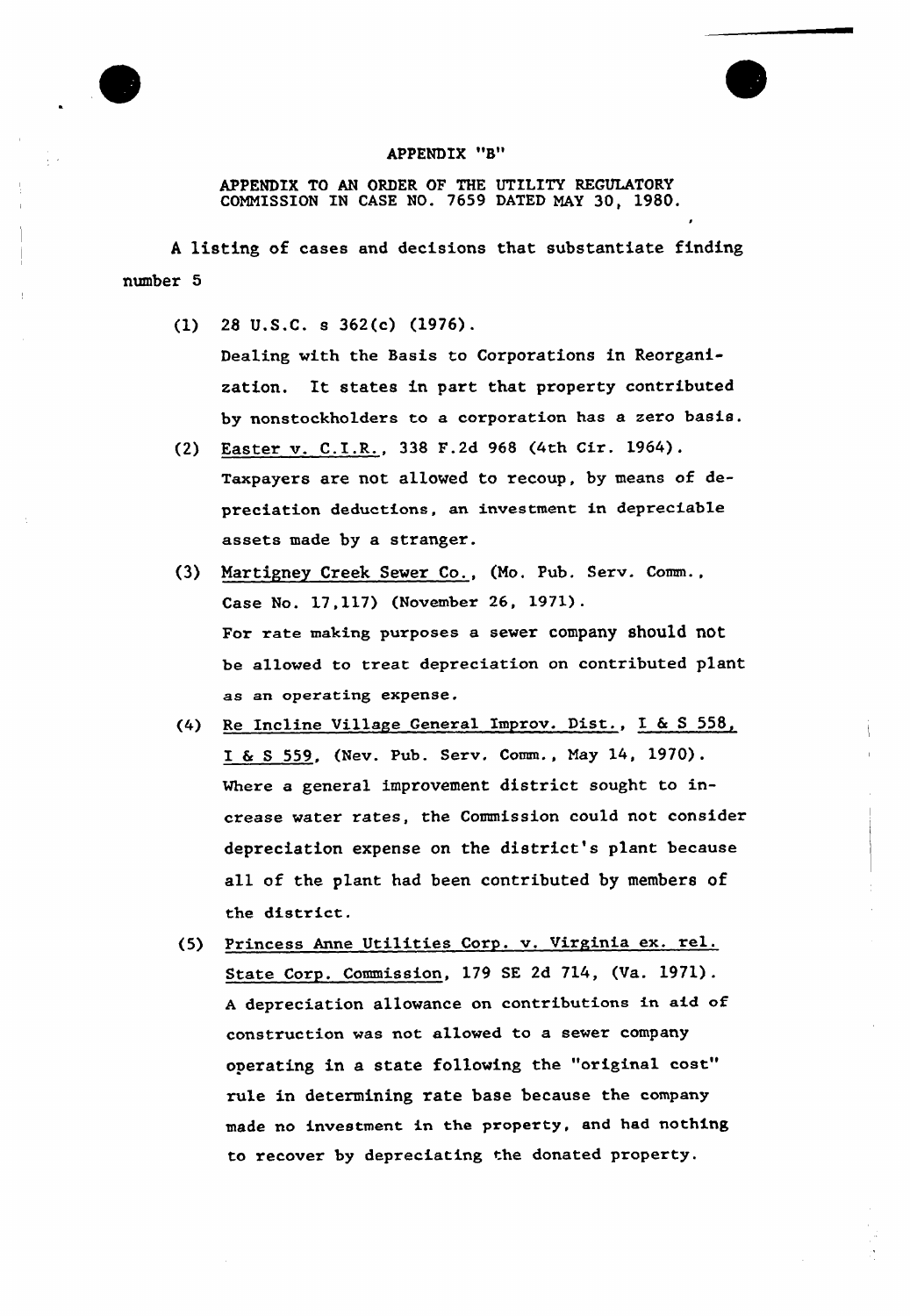# APPENDIX "B"

APPENDIX TO AN ORDER OF THE UTILITY REGULATORY COMMISSION IN CASE NO. 7659 DATED MAY 30, 1980.

A listing of cases and decisions that substantiate finding number 5

(1) 28 U.S.C. s 362(c) (1976).
Dealing with the Basis to Corporations in Reorganization. It states in part that property contributed by nonstockholders to a corporation has a zero basis.

(2) Easter v. C.I.R., 338 F.2d 968 (4th Cir. 1964).
Taxpayers are not allowed to recoup, by means of depreciation deductions, an investment in depreciable assets made by a stranger.

(3) Martigney Creek Sewer Co., (Mo. Pub. Serv. Comm., Case No. 17,117) (November 26, 1971).
For rate making purposes a sewer company should not be allowed to treat depreciation on contributed plant as an operating expense.

(4) Re Incline Village General Improv. Dist., I & S 558, I & S 559, (Nev. Pub. Serv. Comm., May 14, 1970).
Where a general improvement district sought to increase water rates, the Commission could not consider depreciation expense on the district's plant because all of the plant had been contributed by members of the district.

(5) Princess Anne Utilities Corp. v. Virginia ex. rel. State Corp. Commission, 179 SE 2d 714, (Va. 1971).
A depreciation allowance on contributions in aid of construction was not allowed to a sewer company operating in a state following the "original cost" rule in determining rate base because the company made no investment in the property, and had nothing to recover by depreciating the donated property.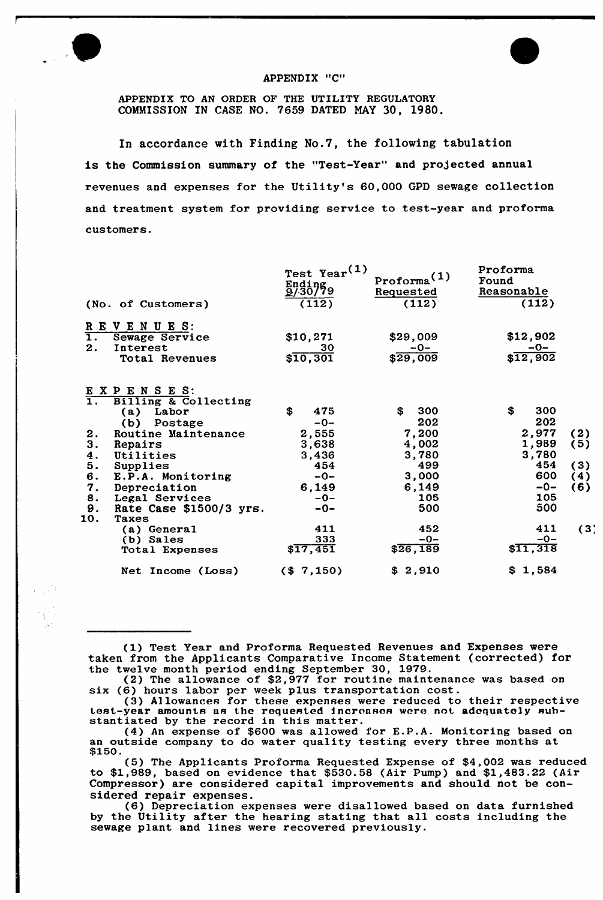APPENDIX "C"

APPENDIX TO AN ORDER OF THE UTILITY REGULATORY COMMISSION IN CASE NO. 7659 DATED MAY 30, 1980.

In accordance with Finding No.7, the following tabulation is the Commission summary of the "Test-Year" and projected annual revenues and expenses for the Utility's 60,000 GPD sewage collection and treatment system for providing service to test-year and proforma customers.

| | Test Year[(1)] Ending 9/30/79 | Proforma[(1)] Requested | Proforma Found Reasonable | |
|---|---|---|---|---|
| (No. of Customers) | (112) | (112) | (112) | |
| **REVENUES:** | | | | |
| 1. Sewage Service | $10,271 | $29,009 | $12,902 | |
| 2. Interest | 30 | -0- | -0- | |
| Total Revenues | $10,301 | $29,009 | $12,902 | |
| **EXPENSES:** | | | | |
| 1. Billing & Collecting | | | | |
| (a) Labor | $ 475 | $ 300 | $ 300 | |
| (b) Postage | -0- | 202 | 202 | |
| 2. Routine Maintenance | 2,555 | 7,200 | 2,977 | (2) |
| 3. Repairs | 3,638 | 4,002 | 1,989 | (5) |
| 4. Utilities | 3,436 | 3,780 | 3,780 | |
| 5. Supplies | 454 | 499 | 454 | (3) |
| 6. E.P.A. Monitoring | -0- | 3,000 | 600 | (4) |
| 7. Depreciation | 6,149 | 6,149 | -0- | (6) |
| 8. Legal Services | -0- | 105 | 105 | |
| 9. Rate Case $1500/3 yrs. | -0- | 500 | 500 | |
| 10. Taxes | | | | |
| (a) General | 411 | 452 | 411 | (3) |
| (b) Sales | 333 | -0- | -0- | |
| Total Expenses | $17,451 | $26,189 | $11,318 | |
| Net Income (Loss) | ($ 7,150) | $ 2,910 | $ 1,584 | |

(1) Test Year and Proforma Requested Revenues and Expenses were taken from the Applicants Comparative Income Statement (corrected) for the twelve month period ending September 30, 1979.

(2) The allowance of $2,977 for routine maintenance was based on six (6) hours labor per week plus transportation cost.

(3) Allowances for these expenses were reduced to their respective test-year amounts as the requested increases were not adequately substantiated by the record in this matter.

(4) An expense of $600 was allowed for E.P.A. Monitoring based on an outside company to do water quality testing every three months at $150.

(5) The Applicants Proforma Requested Expense of $4,002 was reduced to $1,989, based on evidence that $530.58 (Air Pump) and $1,483.22 (Air Compressor) are considered capital improvements and should not be considered repair expenses.

(6) Depreciation expenses were disallowed based on data furnished by the Utility after the hearing stating that all costs including the sewage plant and lines were recovered previously.